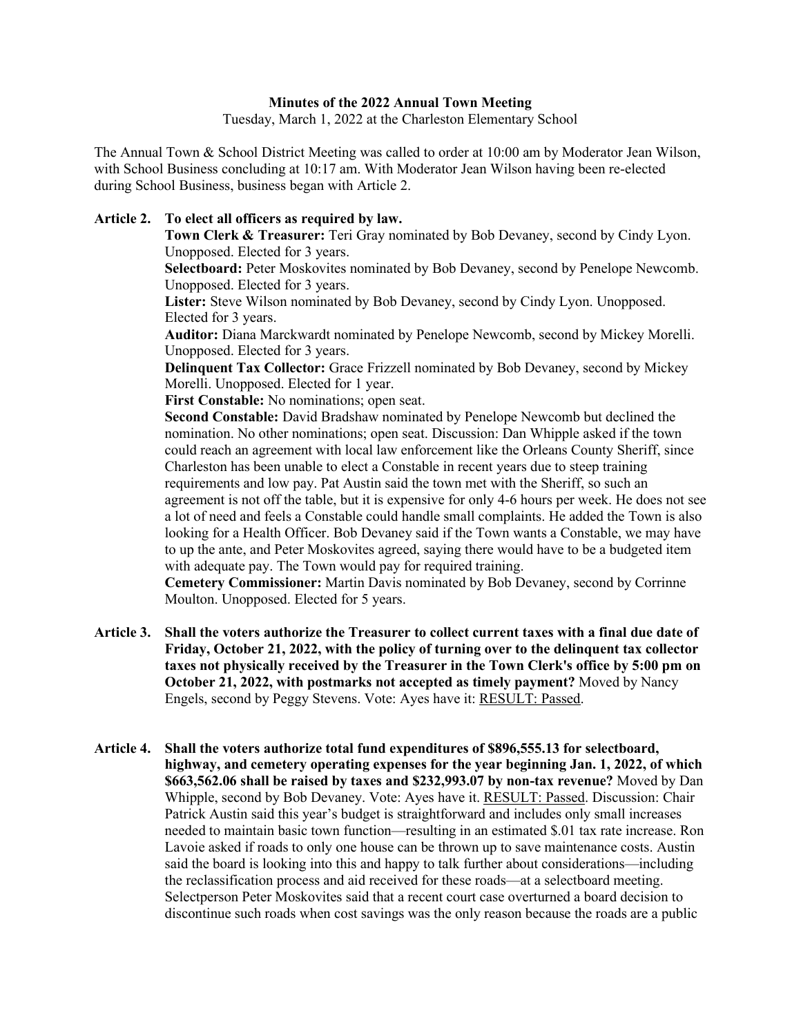**Minutes of the 2022 Annual Town Meeting**

Tuesday, March 1, 2022 at the Charleston Elementary School

The Annual Town & School District Meeting was called to order at 10:00 am by Moderator Jean Wilson, with School Business concluding at 10:17 am. With Moderator Jean Wilson having been re-elected during School Business, business began with Article 2.

**Article 2. To elect all officers as required by law.**

**Town Clerk & Treasurer:** Teri Gray nominated by Bob Devaney, second by Cindy Lyon. Unopposed. Elected for 3 years.

**Selectboard:** Peter Moskovites nominated by Bob Devaney, second by Penelope Newcomb. Unopposed. Elected for 3 years.

**Lister:** Steve Wilson nominated by Bob Devaney, second by Cindy Lyon. Unopposed. Elected for 3 years.

**Auditor:** Diana Marckwardt nominated by Penelope Newcomb, second by Mickey Morelli. Unopposed. Elected for 3 years.

**Delinquent Tax Collector:** Grace Frizzell nominated by Bob Devaney, second by Mickey Morelli. Unopposed. Elected for 1 year.

**First Constable:** No nominations; open seat.

**Second Constable:** David Bradshaw nominated by Penelope Newcomb but declined the nomination. No other nominations; open seat. Discussion: Dan Whipple asked if the town could reach an agreement with local law enforcement like the Orleans County Sheriff, since Charleston has been unable to elect a Constable in recent years due to steep training requirements and low pay. Pat Austin said the town met with the Sheriff, so such an agreement is not off the table, but it is expensive for only 4-6 hours per week. He does not see a lot of need and feels a Constable could handle small complaints. He added the Town is also looking for a Health Officer. Bob Devaney said if the Town wants a Constable, we may have to up the ante, and Peter Moskovites agreed, saying there would have to be a budgeted item with adequate pay. The Town would pay for required training.

**Cemetery Commissioner:** Martin Davis nominated by Bob Devaney, second by Corrinne Moulton. Unopposed. Elected for 5 years.

**Article 3. Shall the voters authorize the Treasurer to collect current taxes with a final due date of Friday, October 21, 2022, with the policy of turning over to the delinquent tax collector taxes not physically received by the Treasurer in the Town Clerk's office by 5:00 pm on October 21, 2022, with postmarks not accepted as timely payment?** Moved by Nancy Engels, second by Peggy Stevens. Vote: Ayes have it: <u>RESULT: Passed</u>.

**Article 4. Shall the voters authorize total fund expenditures of $896,555.13 for selectboard, highway, and cemetery operating expenses for the year beginning Jan. 1, 2022, of which $663,562.06 shall be raised by taxes and $232,993.07 by non-tax revenue?** Moved by Dan Whipple, second by Bob Devaney. Vote: Ayes have it. <u>RESULT: Passed</u>. Discussion: Chair Patrick Austin said this year's budget is straightforward and includes only small increases needed to maintain basic town function—resulting in an estimated $.01 tax rate increase. Ron Lavoie asked if roads to only one house can be thrown up to save maintenance costs. Austin said the board is looking into this and happy to talk further about considerations—including the reclassification process and aid received for these roads—at a selectboard meeting. Selectperson Peter Moskovites said that a recent court case overturned a board decision to discontinue such roads when cost savings was the only reason because the roads are a public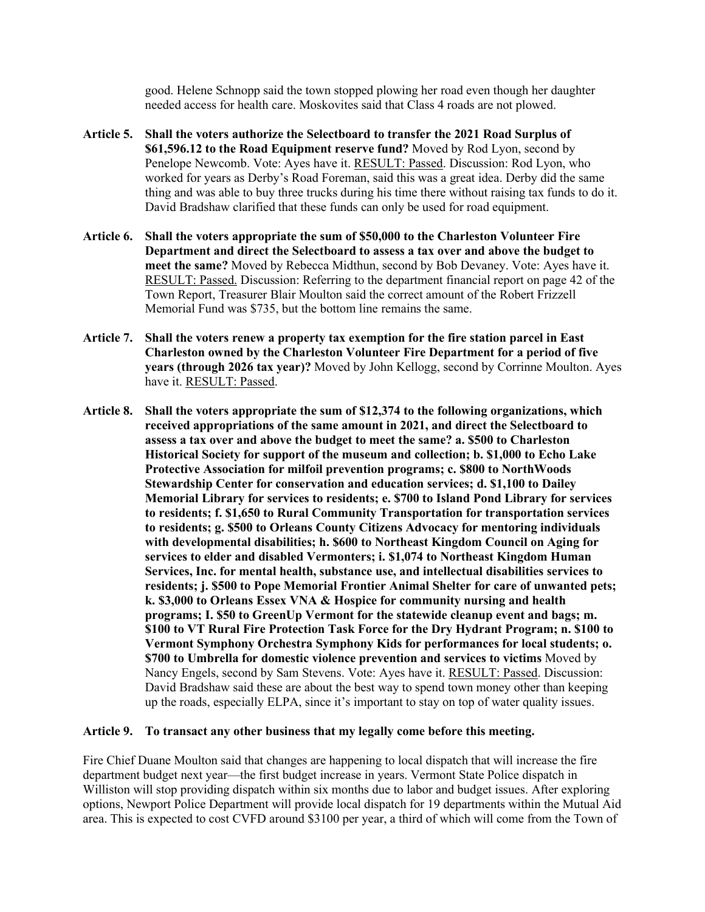good. Helene Schnopp said the town stopped plowing her road even though her daughter needed access for health care. Moskovites said that Class 4 roads are not plowed.

**Article 5. Shall the voters authorize the Selectboard to transfer the 2021 Road Surplus of $61,596.12 to the Road Equipment reserve fund?** Moved by Rod Lyon, second by Penelope Newcomb. Vote: Ayes have it. RESULT: Passed. Discussion: Rod Lyon, who worked for years as Derby's Road Foreman, said this was a great idea. Derby did the same thing and was able to buy three trucks during his time there without raising tax funds to do it. David Bradshaw clarified that these funds can only be used for road equipment.

**Article 6. Shall the voters appropriate the sum of $50,000 to the Charleston Volunteer Fire Department and direct the Selectboard to assess a tax over and above the budget to meet the same?** Moved by Rebecca Midthun, second by Bob Devaney. Vote: Ayes have it. RESULT: Passed. Discussion: Referring to the department financial report on page 42 of the Town Report, Treasurer Blair Moulton said the correct amount of the Robert Frizzell Memorial Fund was $735, but the bottom line remains the same.

**Article 7. Shall the voters renew a property tax exemption for the fire station parcel in East Charleston owned by the Charleston Volunteer Fire Department for a period of five years (through 2026 tax year)?** Moved by John Kellogg, second by Corrinne Moulton. Ayes have it. RESULT: Passed.

**Article 8. Shall the voters appropriate the sum of $12,374 to the following organizations, which received appropriations of the same amount in 2021, and direct the Selectboard to assess a tax over and above the budget to meet the same? a. $500 to Charleston Historical Society for support of the museum and collection; b. $1,000 to Echo Lake Protective Association for milfoil prevention programs; c. $800 to NorthWoods Stewardship Center for conservation and education services; d. $1,100 to Dailey Memorial Library for services to residents; e. $700 to Island Pond Library for services to residents; f. $1,650 to Rural Community Transportation for transportation services to residents; g. $500 to Orleans County Citizens Advocacy for mentoring individuals with developmental disabilities; h. $600 to Northeast Kingdom Council on Aging for services to elder and disabled Vermonters; i. $1,074 to Northeast Kingdom Human Services, Inc. for mental health, substance use, and intellectual disabilities services to residents; j. $500 to Pope Memorial Frontier Animal Shelter for care of unwanted pets; k. $3,000 to Orleans Essex VNA & Hospice for community nursing and health programs; I. $50 to GreenUp Vermont for the statewide cleanup event and bags; m. $100 to VT Rural Fire Protection Task Force for the Dry Hydrant Program; n. $100 to Vermont Symphony Orchestra Symphony Kids for performances for local students; o. $700 to Umbrella for domestic violence prevention and services to victims** Moved by Nancy Engels, second by Sam Stevens. Vote: Ayes have it. RESULT: Passed. Discussion: David Bradshaw said these are about the best way to spend town money other than keeping up the roads, especially ELPA, since it's important to stay on top of water quality issues.

**Article 9. To transact any other business that my legally come before this meeting.**

Fire Chief Duane Moulton said that changes are happening to local dispatch that will increase the fire department budget next year—the first budget increase in years. Vermont State Police dispatch in Williston will stop providing dispatch within six months due to labor and budget issues. After exploring options, Newport Police Department will provide local dispatch for 19 departments within the Mutual Aid area. This is expected to cost CVFD around $3100 per year, a third of which will come from the Town of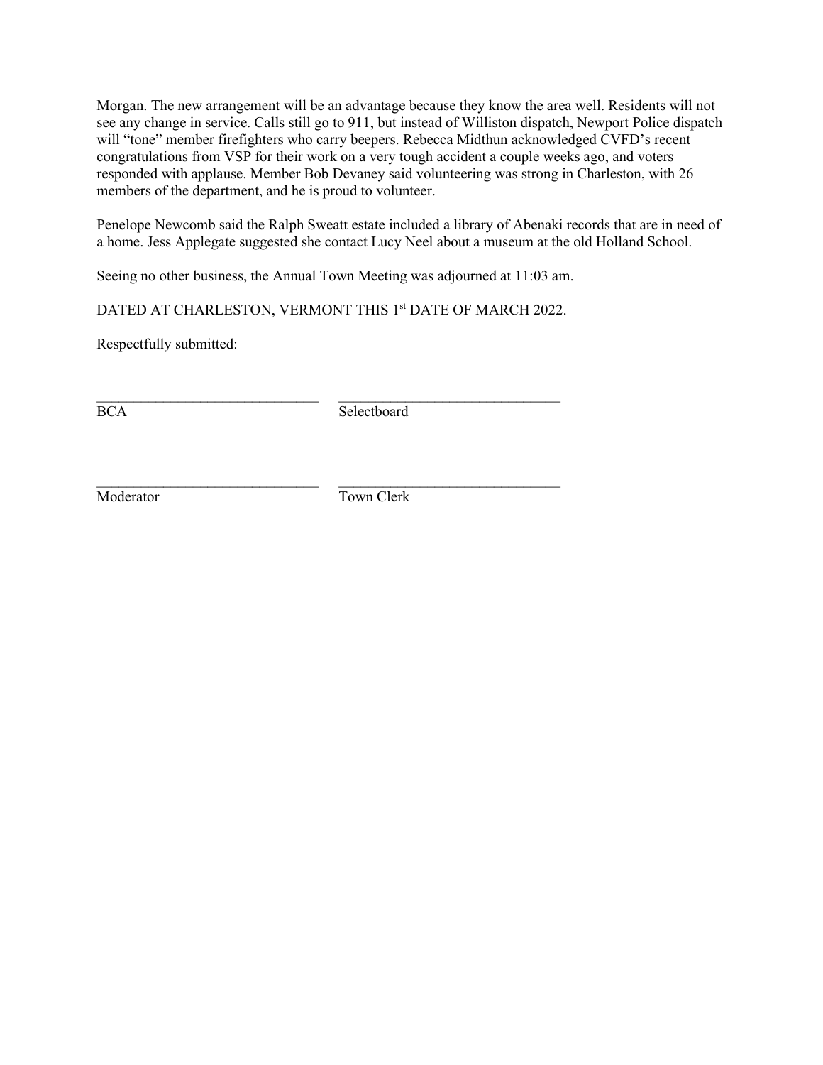Morgan. The new arrangement will be an advantage because they know the area well. Residents will not see any change in service. Calls still go to 911, but instead of Williston dispatch, Newport Police dispatch will "tone" member firefighters who carry beepers. Rebecca Midthun acknowledged CVFD's recent congratulations from VSP for their work on a very tough accident a couple weeks ago, and voters responded with applause. Member Bob Devaney said volunteering was strong in Charleston, with 26 members of the department, and he is proud to volunteer.

Penelope Newcomb said the Ralph Sweatt estate included a library of Abenaki records that are in need of a home. Jess Applegate suggested she contact Lucy Neel about a museum at the old Holland School.

Seeing no other business, the Annual Town Meeting was adjourned at 11:03 am.

DATED AT CHARLESTON, VERMONT THIS 1st DATE OF MARCH 2022.

Respectfully submitted:

| | |
|---|---|
| _______________________________ | _______________________________ |
| BCA | Selectboard |
| _______________________________ | _______________________________ |
| Moderator | Town Clerk |